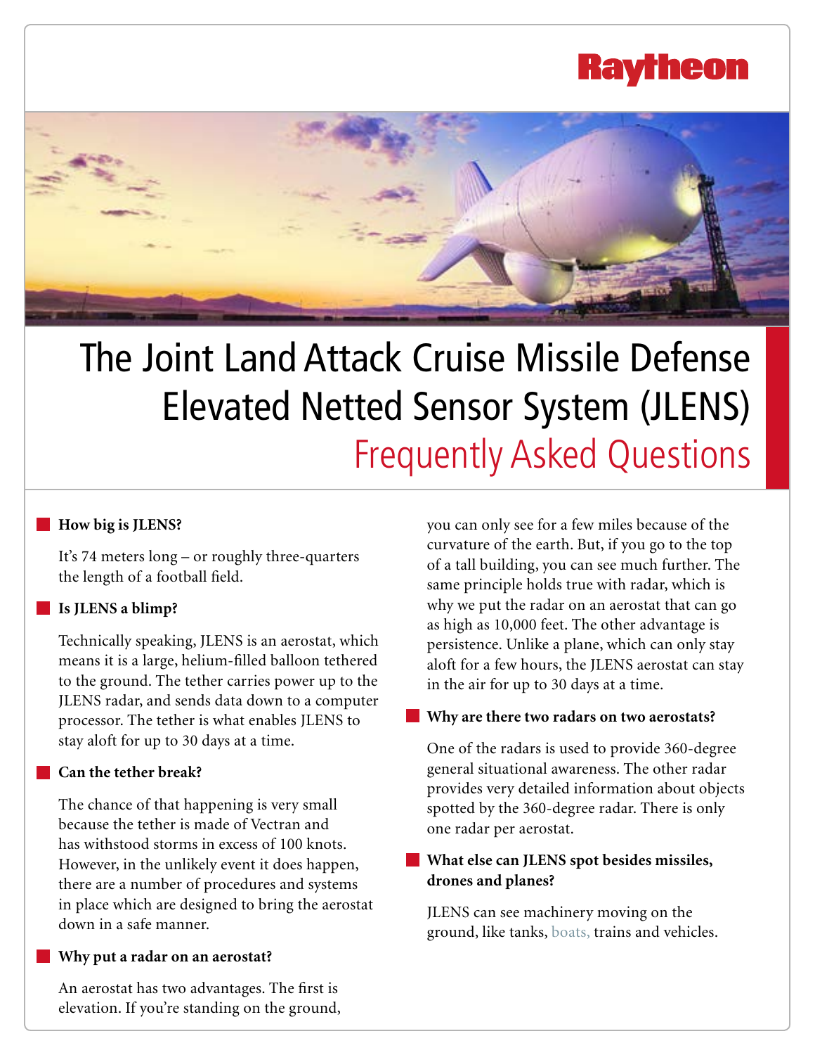Raytheon

# The Joint Land Attack Cruise Missile Defense Elevated Netted Sensor System (JLENS)

## Frequently Asked Questions

### How big is JLENS?

It's 74 meters long – or roughly three-quarters the length of a football field.

### Is JLENS a blimp?

Technically speaking, JLENS is an aerostat, which means it is a large, helium-filled balloon tethered to the ground. The tether carries power up to the JLENS radar, and sends data down to a computer processor. The tether is what enables JLENS to stay aloft for up to 30 days at a time.

### Can the tether break?

The chance of that happening is very small because the tether is made of Vectran and has withstood storms in excess of 100 knots. However, in the unlikely event it does happen, there are a number of procedures and systems in place which are designed to bring the aerostat down in a safe manner.

### Why put a radar on an aerostat?

An aerostat has two advantages. The first is elevation. If you're standing on the ground, you can only see for a few miles because of the curvature of the earth. But, if you go to the top of a tall building, you can see much further. The same principle holds true with radar, which is why we put the radar on an aerostat that can go as high as 10,000 feet. The other advantage is persistence. Unlike a plane, which can only stay aloft for a few hours, the JLENS aerostat can stay in the air for up to 30 days at a time.

### Why are there two radars on two aerostats?

One of the radars is used to provide 360-degree general situational awareness. The other radar provides very detailed information about objects spotted by the 360-degree radar. There is only one radar per aerostat.

### What else can JLENS spot besides missiles, drones and planes?

JLENS can see machinery moving on the ground, like tanks, boats, trains and vehicles.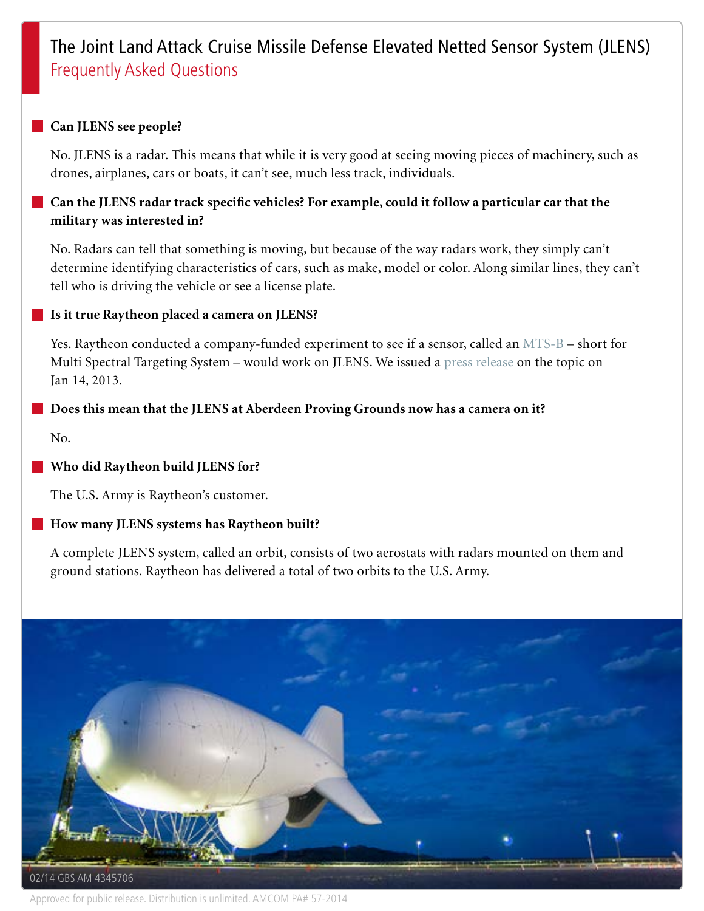# The Joint Land Attack Cruise Missile Defense Elevated Netted Sensor System (JLENS)

## Frequently Asked Questions

**Can JLENS see people?**

No. JLENS is a radar. This means that while it is very good at seeing moving pieces of machinery, such as drones, airplanes, cars or boats, it can't see, much less track, individuals.

**Can the JLENS radar track specific vehicles? For example, could it follow a particular car that the military was interested in?**

No. Radars can tell that something is moving, but because of the way radars work, they simply can't determine identifying characteristics of cars, such as make, model or color. Along similar lines, they can't tell who is driving the vehicle or see a license plate.

**Is it true Raytheon placed a camera on JLENS?**

Yes. Raytheon conducted a company-funded experiment to see if a sensor, called an MTS-B – short for Multi Spectral Targeting System – would work on JLENS. We issued a press release on the topic on Jan 14, 2013.

**Does this mean that the JLENS at Aberdeen Proving Grounds now has a camera on it?**

No.

**Who did Raytheon build JLENS for?**

The U.S. Army is Raytheon's customer.

**How many JLENS systems has Raytheon built?**

A complete JLENS system, called an orbit, consists of two aerostats with radars mounted on them and ground stations. Raytheon has delivered a total of two orbits to the U.S. Army.

02/14 GBS AM 4345706

Approved for public release. Distribution is unlimited. AMCOM PA# 57-2014